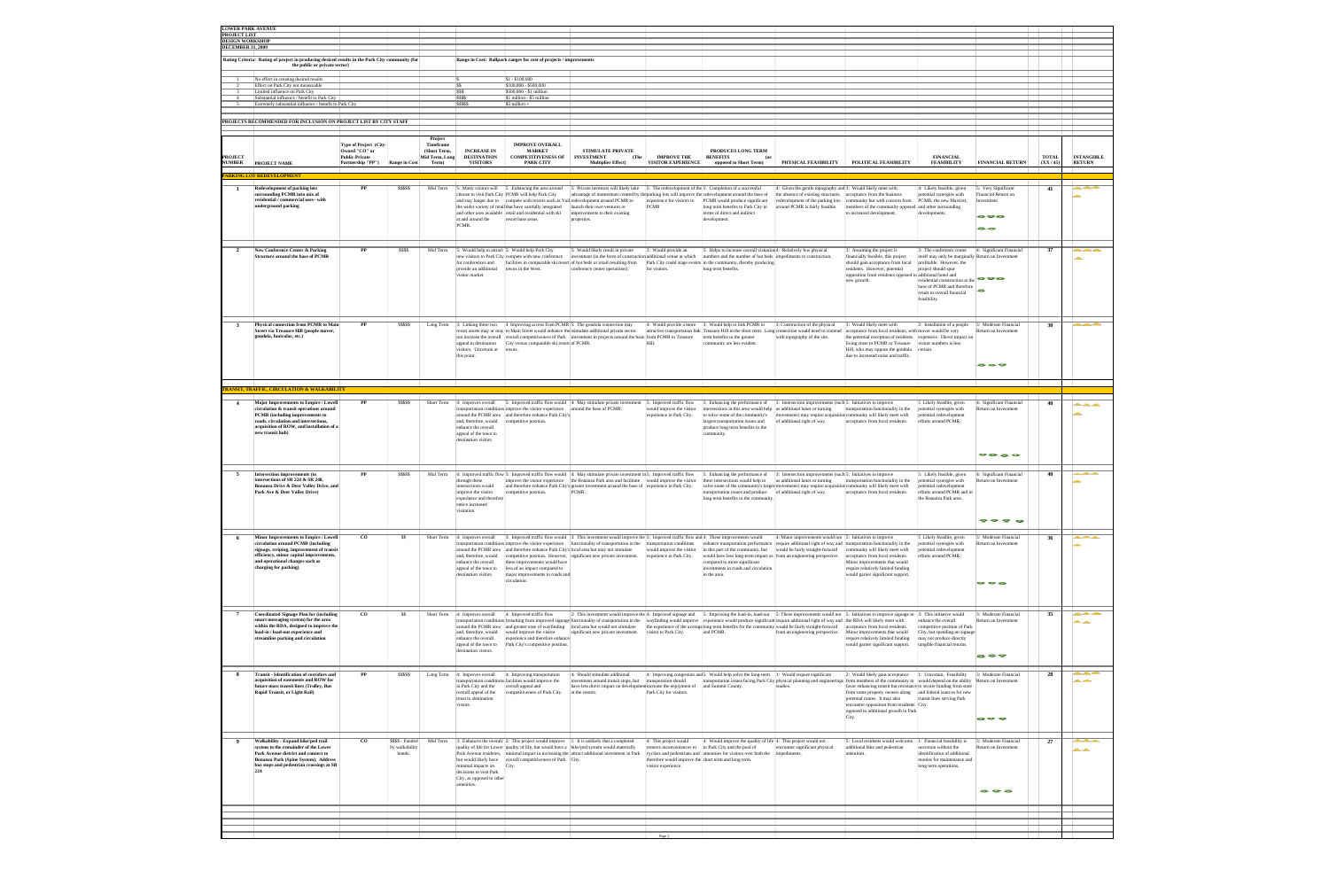**LOWER PARK AVENUE**
**PROJECT LIST**
**DESIGN WORKSHOP**
**DECEMBER 31, 2009**

**Rating Criteria: Rating of project in producing desired results in the Park City community (for the public or private sector)**

| | |
|---|---|
| 1 | No effect in creating desired results |
| 2 | Effect on Park City not measurable |
| 3 | Limited influence on Park City |
| 4 | Substantial influence / benefit to Park City |
| 5 | Extremely substantial influence / benefit to Park City |

**Range in Cost: Ballpark ranges for cost of projects / improvements**

| | |
|---|---|
| $ | $1 - $100,000 |
| $$ | $100,000 - $500,000 |
| $$$ | $500,000 - $1 million |
| $$$$ | $1 million - $5 million |
| $$$$$ | $5 million + |

**PROJECTS RECOMMENDED FOR INCLUSION ON PROJECT LIST BY CITY STAFF**

| PROJECT NUMBER | PROJECT NAME | Type of Project (City-Owned "CO" or Public-Private Partnership "PP") | Range in Cost | Project Timeframe (Short Term, Mid Term, Long Term) | INCREASE IN DESTINATION VISITORS | IMPROVE OVERALL MARKET COMPETITIVENESS OF PARK CITY | STIMULATE PRIVATE INVESTMENT (The Multiplier Effect) | IMPROVE THE VISITOR EXPERIENCE | PRODUCES LONG TERM BENEFITS (as opposed to Short Term) | PHYSICAL FEASIBILITY | POLITICAL FEASIBILITY | FINANCIAL FEASIBILITY | FINANCIAL RETURN | TOTAL (XX / 45) | INTANGIBLE RETURN |
|---|---|---|---|---|---|---|---|---|---|---|---|---|---|---|---|
| **PARKING LOT REDEVELOPMENT** | | | | | | | | | | | | | | | |
| **1** | **Redevelopment of parking lots surrounding PCMR into mix of residential / commercial uses- with underground parking** | PP | $$$$$ | Mid Term | 5: Many visitors will choose to visit Park City and stay longer due to the wider variety of retail and other uses available at and around the PCMR. | 5: Enhancing the area around PCMR will help Park City compete with resorts such as Vail that have carefully integrated retail and residential with ski resort base areas. | 5: Private investors will likely take advantage of momentum created by the redevelopment around PCMR to launch their own ventures or improvements to their existing properties. | 5: The redevelopment of the parking lots will improve the experience for visitors to PCMR | 5: Completion of a successful redevelopment around the base of PCMR would produce significant long term benefits to Park City in terms of direct and indirect development. | 4: Given the gentle topography and the absence of existing structures, redevelopment of the parking lots around PCMR is fairly feasible. | 3: Would likely meet with acceptance from the business community but with concern from members of the community opposed to increased development. | 4: Likely feasible, given potential synergies with PCMR, the new Marriott, and other surrounding developments. | 5: Very Significant Financial Return on Investment | 41 | |
| **2** | **New Conference Center & Parking Structure around the base of PCMR** | PP | $$$$ | Mid Term | 5: Would help to attract new visitors to Park City for conferences and provide an additional visitor market. | 5: Would help Park City compete with other conference facilities in comparable ski resort towns in the West. | 5: Would likely result in private investment (in the form of construction of hot beds or retail resulting from conference center operations). | 3: Would provide an additional venue at which Park City could stage events for visitors. | 5: Helps to increase overall visitation numbers and the number of hot beds in the community, thereby producing long term benefits. | 4: Relatively few physical impediments to construction. | 3: Assuming the project is financially feasible, this project should gain acceptance from local residents. However, potential opposition from residents opposed to new growth. | 3: The conference center itself may only be marginally profitable. However, the project should spur additional hotel and residential construction at the base of PCMR and therefore result in overall financial feasibility. | 4: Significant Financial Return on Investment | 37 | |
| **3** | **Physical connection from PCMR to Main Street via Treasure Hill (people mover, gondola, funicular, etc.)** | PP | $$$$$ | Long Term | 3: Linking these two resort assets may or may not increase the overall appeal to destination visitors. Uncertain at this point. | 4: Improving access from PCMR to Main Street would enhance the overall competitiveness of Park City versus comparable ski resort towns. | 5: The gondola connection may stimulate additional private investment in projects around the base of PCMR. | 4: Would provide a more attractive transportation link from PCMR to Treasure Hill. | 3: Would help to link PCMR to Treasure Hill in the short term. Long term benefits to the greater community are less evident. | 3: Construction of the physical connection would need to contend with topography of the site. | 3: Would likely meet with acceptance from local residents, with the potential exception of residents living close to PCMR or Treasure Hill, who may oppose the gondola due to increased noise and traffic. | 2: Installation of a people mover would be very expensive. Direct impact on visitor numbers is less certain. | 3: Moderate Financial Return on Investment | 30 | |
| **TRANSIT, TRAFFIC, CIRCULATION & WALKABILITY** | | | | | | | | | | | | | | | |
| **4** | **Major Improvements to Empire / Lowell circulation & transit operations around PCMR (including improvements to roads, circulation and intersections, acquisition of ROW, and installation of a new transit hub)** | PP | $$$$$ | Short Term | 4: Improves overall transportation conditions around the PCMR area and, therefore, would enhance the overall appeal of the town to destination visitors. | 5: Improved traffic flow would improve the visitor experience and therefore enhance Park City's competitive position. | 4: May stimulate private investment around the base of PCMR. | 5: Improved traffic flow would improve the visitor experience in Park City. | 5: Enhancing the performance of intersections in this area would help to solve some of the community's largest transportation issues and produce long term benefits to the community. | 3: Intersection improvements (such as additional lanes or turning movements) may require acquisition of additional right of way. | 5: Initiatives to improve transportation functionality in the community will likely meet with acceptance from local residents. | 5: Likely feasible, given potential synergies with potential redevelopment efforts around PCMR | 4: Significant Financial Return on Investment | 40 | |
| **5** | **Intersection improvements (to intersections of SR 224 & SR 248, Bonanza Drive & Deer Valley Drive, and Park Ave & Deer Valley Drive)** | PP | $$$$ | Mid Term | 4: Improved traffic flow through these intersections would improve the visitor experience and therefore entice increased visitation. | 5: Improved traffic flow would improve the visitor experience and therefore enhance Park City's competitive position. | 4: May stimulate private investment in the Bonanza Park area and facilitate greater investment around the base of PCMR. | 5: Improved traffic flow would improve the visitor experience in Park City. | 5: Enhancing the performance of these intersections would help to solve some of the community's largest transportation issues and produce long term benefits to the community. | 3: Intersection improvements (such as additional lanes or turning movements) may require acquisition of additional right of way. | 5: Initiatives to improve transportation functionality in the community will likely meet with acceptance from local residents. | 5: Likely feasible, given potential synergies with potential redevelopment efforts around PCMR and in the Bonanza Park area. | 4: Significant Financial Return on Investment | 40 | |
| **6** | **Minor Improvements to Empire / Lowell circulation around PCMR (including signage, striping, improvement of transit efficiency, minor capital improvements, and operational changes such as charging for parking)** | CO | $$ | Short Term | 4: Improves overall transportation conditions around the PCMR area and, therefore, would enhance the overall appeal of the town to destination visitors. | 3: Improved traffic flow would improve the visitor experience and therefore enhance Park City's competitive position. However, these improvements would have less of an impact compared to major improvements to roads and circulation. | 3: This investment would improve the functionality of transportation in the local area but may not stimulate significant new private investment. | 5: Improved traffic flow and transportation conditions would improve the visitor experience in Park City. | 4: These improvements would enhance transportation performance in this part of the community, but would have less long-term impact as compared to more significant investments in roads and circulation in the area. | 4: Minor improvements would not require additional right of way and would be fairly straight-forward from an engineering perspective. | 5: Initiatives to improve transportation functionality in the community will likely meet with acceptance from local residents. Minor improvements that would require relatively limited funding would garner significant support. | 5: Likely feasible, given potential synergies with potential redevelopment efforts around PCMR. | 3: Moderate Financial Return on Investment | 36 | |
| **7** | **Coordinated Signage Plan for (including smart messaging system) for the area within the RDA, designed to improve the load-in / load-out experience and streamline parking and circulation** | CO | $$ | Short Term | 4: Improves overall transportation conditions around the PCMR area and, therefore, would enhance the overall appeal of the town to destination visitors. | 4: Improved traffic flow (resulting from improved signage) facilities and greater ease of wayfinding would improve the visitor experience and therefore enhance Park City's competitive position. | 2: This investment would improve the functionality of transportation in the local area but would not stimulate significant new private investment. | 4: Improved signage and wayfinding would improve the experience of the average visitor to Park City. | 5: Improving the load-in, load-out experience would produce significant long term benefits for the community and PCMR. | 5: These improvements would not require additional right of way and would be fairly straight-forward from an engineering perspective. | 5: Initiatives to improve signage in the RDA will likely meet with acceptance from local residents. Minor improvements that would require relatively limited funding would garner significant support. | 3: This initiative would enhance the overall competitive position of Park City, but spending on signage may not produce directly tangible financial returns. | 3: Moderate Financial Return on Investment | 35 | |
| **8** | **Transit - Identification of corridors and acquisition of easements and ROW for future mass transit lines (Trolley, Bus Rapid Transit, or Light Rail)** | PP | $$$$$ | Long Term | 4: Improves overall transportation conditions in Park City and the overall appeal of the town to destination visitors. | 4: Improving transportation facilities would improve the overall appeal and competitiveness of Park City. | 4: Should stimulate additional investment around transit stops, but have less direct impact on development at the resorts. | 4: Improving congestion and transportation should increase the enjoyment of Park City for visitors. | 5: Would help solve the long-term transportation issues facing Park City and Summit County. | 1: Would require significant physical planning and engineering studies. | 2: Would likely gain acceptance from members of the community in favor enhancing transit but resistance from some property owners along potential routes. It may also encounter opposition from residents opposed to additional growth in Park City. | 1: Uncertain. Feasibility would depend on the ability to secure funding from state and federal sources for new transit lines serving Park City. | 3: Moderate Financial Return on Investment | 28 | |
| **9** | **Walkability - Expand bike/ped trail system to the remainder of the Lower Park Avenue district and connect to Bonanza Park (Spine System). Address bus stops and pedestrian crossings at SR 224** | CO | $$$$ - Funded by walkability bonds. | Mid Term | 3: Enhances the overall quality of life for Lower Park Avenue residents, but would likely have minimal impacts on decisions to visit Park City, as opposed to other amenities. | 2: This project would improve quality of life, but would have a minimal impact in increasing the overall competitiveness of Park City. | 1: It is unlikely that a completed bike/ped system would materially attract additional investment in Park City. | 4: This project would remove inconveniences to cyclists and pedestrians and therefore would improve the visitor experience. | 4: Would improve the quality of life in Park City and the pool of amenities for visitors over both the short term and long term. | 4: This project would not encounter significant physical impediments. | 5: Local residents would welcome additional bike and pedestrian amenities. | 1: Financial feasibility is uncertain without the identification of additional monies for maintenance and long term operations. | 3: Moderate Financial Return on Investment | 27 | |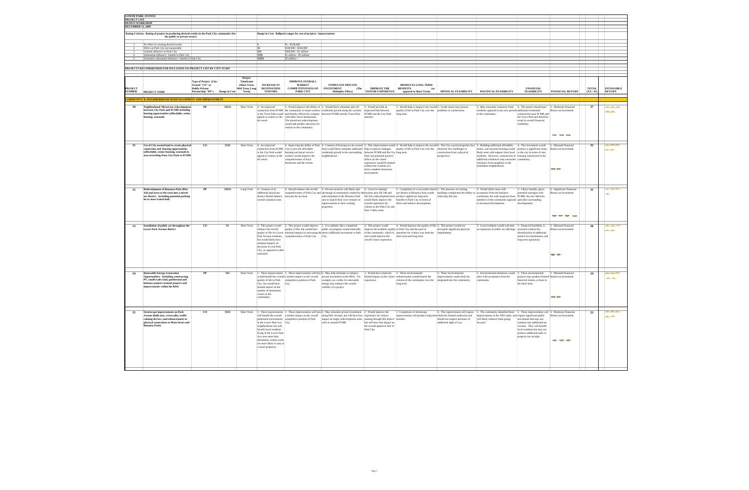**LOWER PARK AVENUE**
**PROJECT LIST**
**DESIGN WORKSHOP**
**DECEMBER 31, 2009**

**Rating Criteria: Rating of project in producing desired results in the Park City community (for the public or private sector)**

| | |
|---|---|
| 1 | No effect in creating desired results |
| 2 | Effect on Park City not measurable |
| 3 | Limited influence on Park City |
| 4 | Substantial influence / benefit to Park City |
| 5 | Extremely substantial influence / benefit to Park City |

**Range in Cost: Ballpark ranges for cost of projects / improvements**

| | |
|---|---|
| $ | $1 - $100,000 |
| $$ | $100,000 - $500,000 |
| $$$ | $500,000 - $1 million |
| $$$$ | $1 million - $5 million |
| $$$$$ | $5 million + |

**PROJECTS RECOMMENDED FOR INCLUSION ON PROJECT LIST BY CITY STAFF**

| PROJECT NUMBER | PROJECT NAME | Type of Project (City-Owned "CO" or Public-Private Partnership "PP") | Range in Cost | Project Timeframe (Short Term, Mid Term, Long Term) | INCREASE IN DESTINATION VISITORS | IMPROVE OVERALL MARKET COMPETITIVENESS OF PARK CITY | STIMULATE PRIVATE INVESTMENT (The Multiplier Effect) | IMPROVE THE VISITOR EXPERIENCE | PRODUCES LONG TERM BENEFITS (as opposed to Short Term) | PHYSICAL FEASIBILITY | POLITICAL FEASIBILITY | FINANCIAL FEASIBILITY | FINANCIAL RETURN | TOTAL (XX / 45) | INTANGIBLE RETURN |
|---|---|---|---|---|---|---|---|---|---|---|---|---|---|---|---|
| **COMMUNITY & NEIGHBORHOOD REDEVELOPMENT AND IMPROVEMENT** | | | | | | | | | | | | | | | |
| **10** | **Neighborhood/ Mixed-use redevelopment between City Park and PCMR including housing opportunities (affordable, senior housing, seasonal)** | **PP** | **$$$$$** | Short Term | 4: An improved connection from PCMR to the Town Park would appeal to visitors to the ski resort. | 5: Would improve the ability of the community to retain workers and thereby effectively compete with other resort destinations. The mixed-use redevelopment would add another attraction for visitors to the community. | 5: Would likely stimulate spin-off residential growth along the corridor between PCMR and the Town Park. | 5: Would provide an improved link between PCMR and the City Park amenity. | 5: Would help to improve the overall quality of life in Park City over the long term. | 3: Grade issues may present problems in construction. | 3: May encounter resistance from residents opposed to any new growth in the community. | 4: The project should spur additional residential construction near PCMR and the Town Park and therefore result in overall financial feasibility. | 3: Moderate Financial Return on Investment | **37** | |
| **11** | **Use of City-owned land to create physical connection and housing opportunities (affordable, senior housing, seasonal) in area stretching from City Park to PCMR** | **CO** | **$$$$** | Short Term | 4: An improved connection from PCMR to the City Park would appeal to visitors to the ski resort. | 4: Improving the ability of Park City to provide affordable housing and attract service workers would improve the competitiveness of local businesses and the resorts. | 4: Creation of housing on city-owned land would likely stimulate additional residential growth in the surrounding neighborhood. | 3: This improvement would help to improve linkages between PCMR and the City Park, but potential positive effects on the visitor experience would be limited without the creation of a more complete mixed-use environment. | 4: Would help to improve the overall quality of life in Park City over the long term. | 4: The City-owned properties face relatively few challenges to construction from a physical perspective. | 3: Building additional affordable, senior, and seasonal housing would likely meet with support from local residents. However, construction of additional residences may encounter resistance from neighbors in the immediate neighborhood. | 4: This investment would produce a significant return to the city in terms of new housing constructed in the community. | 2: Minimal Financial Return on Investment | **32** | |
| **12** | **Redevelopment of Bonanza Park (Rite Aid and areas to the east) into a mixed-use district - including potential parking lot or more transit hub.** | **PP** | **$$$$$** | Long Term | 4: Creation of an additional mixed-use district should enhance overall visitation rates. | 4: Should enhance the overall competitiveness of Park City and increase the tax base. | 4: Private investors will likely take advantage of momentum created by the redevelopment in the Bonanza Park area to launch their own ventures or improvements to their existing properties. | 4: Given its strategic location near SR 248 and SR 224, redevelopment here would likely improve the overall experience for visitors to the Park City and Deer Valley areas. | 5: Completion of a successful mixed-use district in Bonanza Park would produce significant long term benefits to Park City in terms of direct and indirect development. | 1: The presence of existing buildings complicates the ability to redevelop this site. | 2: Would likely meet with acceptance from the business community but with suspicion from members of the community opposed to increased development. | 3: Likely feasible, given potential synergies with PCMR, the new Marriott, and other surrounding developments. | 4: Significant Financial Return on Investment | **31** | |
| **13** | **Installation of public art throughout the Lower Park Avenue district** | **CO** | **$$** | Short Term | 2: This project would enhance the overall quality of life for Lower Park Avenue residents, but would likely have minimal impacts on decisions to visit Park City, as opposed to other amenities. | 2: This project would improve quality of life, but would have minimal impacts in increasing the competitiveness of Park City. | 1: It is unlikely that a completed public art program would materially attract additional investment to Park City. | 4: This project would improve the aesthetic quality of the community, which in turn would improve the overall visitor experience. | 4: Would improve the quality of life in Park City and the pool of amenities for visitors over both the short term and long term. | 5: This project would not encounter significant physical impediments. | 5: Local residents would welcome an expansion of public art offerings. | 1: Financial feasibility is uncertain without the identification of additional monies for maintenance and long term operations. | 2: Minimal Financial Return on Investment | **26** | |
| **14** | **Renewable Energy Generation Opportunities: Including constructing PV, small-scale wind, geothermal and biomass projects around projects and improvements within the RDA** | **PP** | **$$$** | Short Term | 1: These improvements would benefit the overall quality of life in Park City, but would have limited impact on the number of destination visitors in the community. | 1: These improvements will have a modest impact on the overall competitive position of Park City. | 2: May help stimulate or enhance private investment in the RDA. For example, tax credits for renewable energy may enhance the overall viability of a project. | 1: Would have relatively limited impact on the visitor experience. | 5: These environmental enhancements would benefit the citizens of the community over the long term. | 5: These environmental improvements could easily be integrated into the community. | 5: Environmental initiatives would meet with acceptance from the community. | 2: These environmental projects may produce limited financial returns, at least in the short term. | 2: Minimal Financial Return on Investment | **24** | |
| **15** | **Streetscape improvements on Park Avenue (bulb outs, crosswalks, traffic calming devices, and improvements to physical connections to Main Street and Bonanza Park).** | **CO** | **$$$$** | Short Term | 1: These improvements will benefit the overall pedestrian environment in the Lower Park Ave neighborhood, but will benefit local residents living in the Lower Park Ave area more than destination visitors (who are more likely to stay at a resort property). | 1: These improvements will have a modest impact on the overall competitive position of Park City. | 2: May stimulate private investment along Park Avenue, but will have less impact on larger redevelopment areas such as around PCMR. | 2: Would improve the experience for visitors passing through this district but will have less impact on the overall appeal or feel of Park City. | 3: Completion of streetscape improvements will produce long term benefits. | 4: This improvement will require relatively limited earthwork and should not require purchase of additional right of way. | 5: The community identified these improvements in the 1993 study, and will likely embrace them going forward. | 1: These improvements will require significant public investment that may not translate into additional tax revenue. They will benefit local residents but may not produce additional sales or property tax receipts. | 3: Moderate Financial Return on Investment | **22** | |